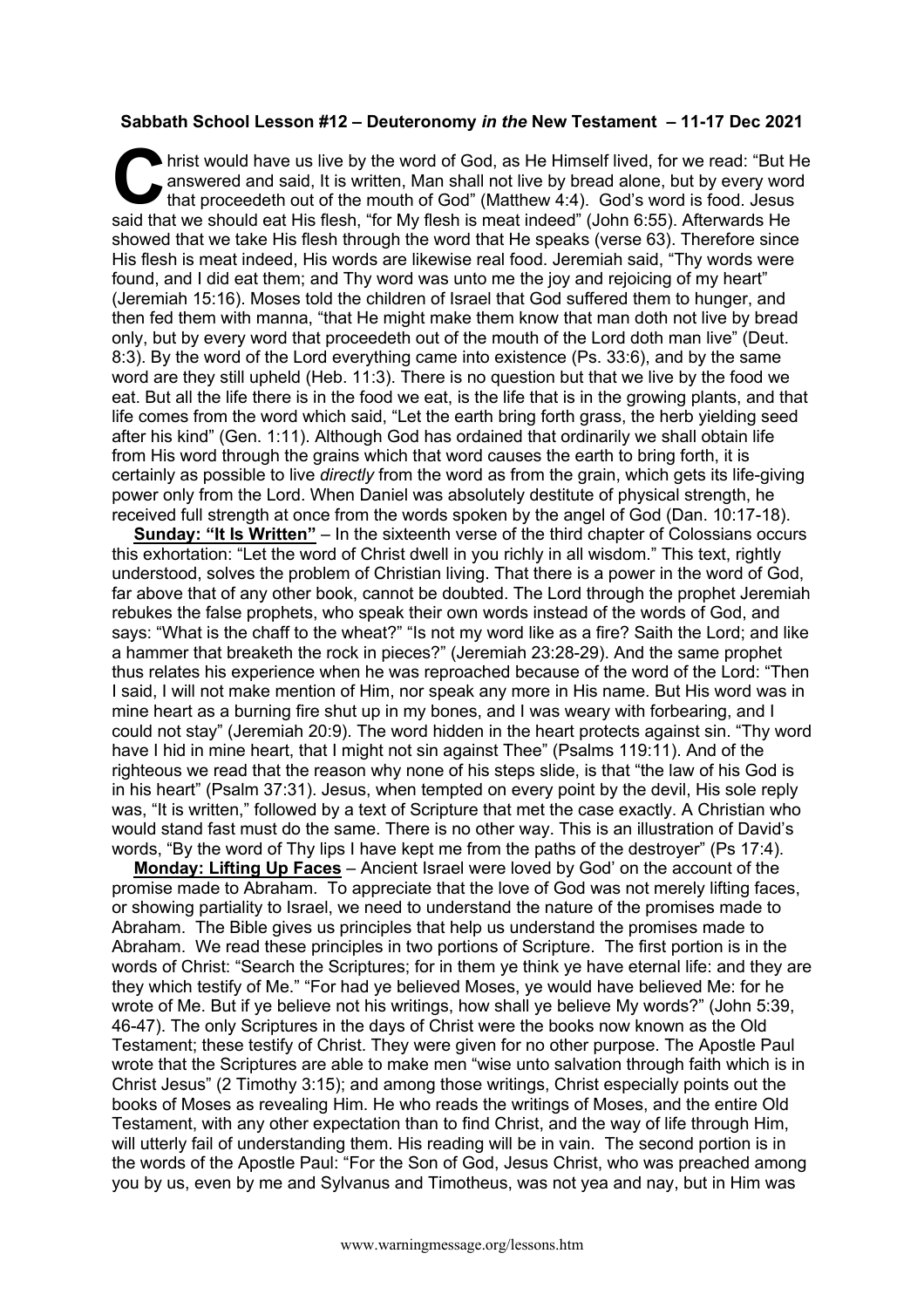**Sabbath School Lesson #12 – Deuteronomy *in the* New Testament – 11-17 Dec 2021**

Christ would have us live by the word of God, as He Himself lived, for we read: "But He answered and said, It is written, Man shall not live by bread alone, but by every word that proceedeth out of the mouth of God" (Matthew 4:4). God's word is food. Jesus said that we should eat His flesh, "for My flesh is meat indeed" (John 6:55). Afterwards He showed that we take His flesh through the word that He speaks (verse 63). Therefore since His flesh is meat indeed, His words are likewise real food. Jeremiah said, "Thy words were found, and I did eat them; and Thy word was unto me the joy and rejoicing of my heart" (Jeremiah 15:16). Moses told the children of Israel that God suffered them to hunger, and then fed them with manna, "that He might make them know that man doth not live by bread only, but by every word that proceedeth out of the mouth of the Lord doth man live" (Deut. 8:3). By the word of the Lord everything came into existence (Ps. 33:6), and by the same word are they still upheld (Heb. 11:3). There is no question but that we live by the food we eat. But all the life there is in the food we eat, is the life that is in the growing plants, and that life comes from the word which said, "Let the earth bring forth grass, the herb yielding seed after his kind" (Gen. 1:11). Although God has ordained that ordinarily we shall obtain life from His word through the grains which that word causes the earth to bring forth, it is certainly as possible to live *directly* from the word as from the grain, which gets its life-giving power only from the Lord. When Daniel was absolutely destitute of physical strength, he received full strength at once from the words spoken by the angel of God (Dan. 10:17-18).

**Sunday: "It Is Written"** – In the sixteenth verse of the third chapter of Colossians occurs this exhortation: "Let the word of Christ dwell in you richly in all wisdom." This text, rightly understood, solves the problem of Christian living. That there is a power in the word of God, far above that of any other book, cannot be doubted. The Lord through the prophet Jeremiah rebukes the false prophets, who speak their own words instead of the words of God, and says: "What is the chaff to the wheat?" "Is not my word like as a fire? Saith the Lord; and like a hammer that breaketh the rock in pieces?" (Jeremiah 23:28-29). And the same prophet thus relates his experience when he was reproached because of the word of the Lord: "Then I said, I will not make mention of Him, nor speak any more in His name. But His word was in mine heart as a burning fire shut up in my bones, and I was weary with forbearing, and I could not stay" (Jeremiah 20:9). The word hidden in the heart protects against sin. "Thy word have I hid in mine heart, that I might not sin against Thee" (Psalms 119:11). And of the righteous we read that the reason why none of his steps slide, is that "the law of his God is in his heart" (Psalm 37:31). Jesus, when tempted on every point by the devil, His sole reply was, "It is written," followed by a text of Scripture that met the case exactly. A Christian who would stand fast must do the same. There is no other way. This is an illustration of David's words, "By the word of Thy lips I have kept me from the paths of the destroyer" (Ps 17:4).

**Monday: Lifting Up Faces** – Ancient Israel were loved by God' on the account of the promise made to Abraham. To appreciate that the love of God was not merely lifting faces, or showing partiality to Israel, we need to understand the nature of the promises made to Abraham. The Bible gives us principles that help us understand the promises made to Abraham. We read these principles in two portions of Scripture. The first portion is in the words of Christ: "Search the Scriptures; for in them ye think ye have eternal life: and they are they which testify of Me." "For had ye believed Moses, ye would have believed Me: for he wrote of Me. But if ye believe not his writings, how shall ye believe My words?" (John 5:39, 46-47). The only Scriptures in the days of Christ were the books now known as the Old Testament; these testify of Christ. They were given for no other purpose. The Apostle Paul wrote that the Scriptures are able to make men "wise unto salvation through faith which is in Christ Jesus" (2 Timothy 3:15); and among those writings, Christ especially points out the books of Moses as revealing Him. He who reads the writings of Moses, and the entire Old Testament, with any other expectation than to find Christ, and the way of life through Him, will utterly fail of understanding them. His reading will be in vain. The second portion is in the words of the Apostle Paul: "For the Son of God, Jesus Christ, who was preached among you by us, even by me and Sylvanus and Timotheus, was not yea and nay, but in Him was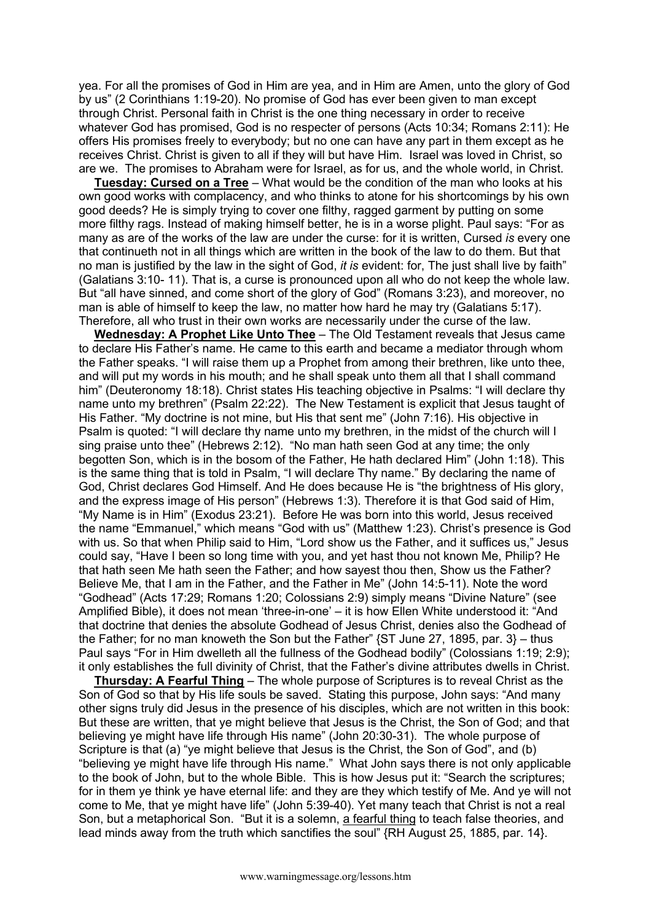yea. For all the promises of God in Him are yea, and in Him are Amen, unto the glory of God by us" (2 Corinthians 1:19-20). No promise of God has ever been given to man except through Christ. Personal faith in Christ is the one thing necessary in order to receive whatever God has promised, God is no respecter of persons (Acts 10:34; Romans 2:11): He offers His promises freely to everybody; but no one can have any part in them except as he receives Christ. Christ is given to all if they will but have Him. Israel was loved in Christ, so are we. The promises to Abraham were for Israel, as for us, and the whole world, in Christ.

**Tuesday: Cursed on a Tree** – What would be the condition of the man who looks at his own good works with complacency, and who thinks to atone for his shortcomings by his own good deeds? He is simply trying to cover one filthy, ragged garment by putting on some more filthy rags. Instead of making himself better, he is in a worse plight. Paul says: "For as many as are of the works of the law are under the curse: for it is written, Cursed *is* every one that continueth not in all things which are written in the book of the law to do them. But that no man is justified by the law in the sight of God, *it is* evident: for, The just shall live by faith" (Galatians 3:10- 11). That is, a curse is pronounced upon all who do not keep the whole law. But "all have sinned, and come short of the glory of God" (Romans 3:23), and moreover, no man is able of himself to keep the law, no matter how hard he may try (Galatians 5:17). Therefore, all who trust in their own works are necessarily under the curse of the law.

**Wednesday: A Prophet Like Unto Thee** – The Old Testament reveals that Jesus came to declare His Father's name. He came to this earth and became a mediator through whom the Father speaks. "I will raise them up a Prophet from among their brethren, like unto thee, and will put my words in his mouth; and he shall speak unto them all that I shall command him" (Deuteronomy 18:18). Christ states His teaching objective in Psalms: "I will declare thy name unto my brethren" (Psalm 22:22). The New Testament is explicit that Jesus taught of His Father. "My doctrine is not mine, but His that sent me" (John 7:16). His objective in Psalm is quoted: "I will declare thy name unto my brethren, in the midst of the church will I sing praise unto thee" (Hebrews 2:12). "No man hath seen God at any time; the only begotten Son, which is in the bosom of the Father, He hath declared Him" (John 1:18). This is the same thing that is told in Psalm, "I will declare Thy name." By declaring the name of God, Christ declares God Himself. And He does because He is "the brightness of His glory, and the express image of His person" (Hebrews 1:3). Therefore it is that God said of Him, "My Name is in Him" (Exodus 23:21). Before He was born into this world, Jesus received the name "Emmanuel," which means "God with us" (Matthew 1:23). Christ's presence is God with us. So that when Philip said to Him, "Lord show us the Father, and it suffices us," Jesus could say, "Have I been so long time with you, and yet hast thou not known Me, Philip? He that hath seen Me hath seen the Father; and how sayest thou then, Show us the Father? Believe Me, that I am in the Father, and the Father in Me" (John 14:5-11). Note the word "Godhead" (Acts 17:29; Romans 1:20; Colossians 2:9) simply means "Divine Nature" (see Amplified Bible), it does not mean 'three-in-one' – it is how Ellen White understood it: "And that doctrine that denies the absolute Godhead of Jesus Christ, denies also the Godhead of the Father; for no man knoweth the Son but the Father" {ST June 27, 1895, par. 3} – thus Paul says "For in Him dwelleth all the fullness of the Godhead bodily" (Colossians 1:19; 2:9); it only establishes the full divinity of Christ, that the Father's divine attributes dwells in Christ.

**Thursday: A Fearful Thing** – The whole purpose of Scriptures is to reveal Christ as the Son of God so that by His life souls be saved. Stating this purpose, John says: "And many other signs truly did Jesus in the presence of his disciples, which are not written in this book: But these are written, that ye might believe that Jesus is the Christ, the Son of God; and that believing ye might have life through His name" (John 20:30-31). The whole purpose of Scripture is that (a) "ye might believe that Jesus is the Christ, the Son of God", and (b) "believing ye might have life through His name." What John says there is not only applicable to the book of John, but to the whole Bible. This is how Jesus put it: "Search the scriptures; for in them ye think ye have eternal life: and they are they which testify of Me. And ye will not come to Me, that ye might have life" (John 5:39-40). Yet many teach that Christ is not a real Son, but a metaphorical Son. "But it is a solemn, a fearful thing to teach false theories, and lead minds away from the truth which sanctifies the soul" {RH August 25, 1885, par. 14}.

www.warningmessage.org/lessons.htm